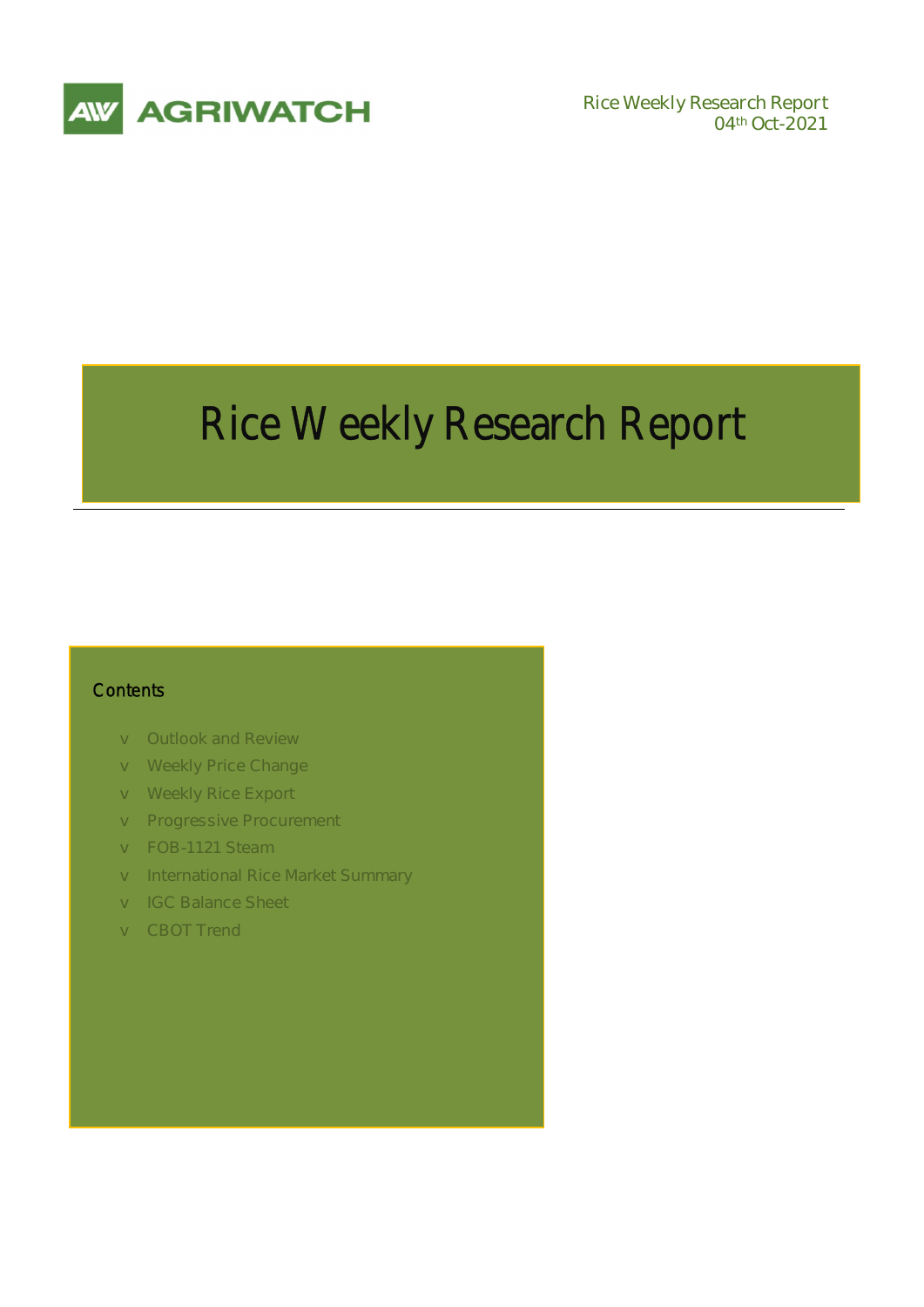AGRIWATCH

Rice Weekly Research Report
04th Oct-2021

# Rice Weekly Research Report

## Contents

- Outlook and Review
- Weekly Price Change
- Weekly Rice Export
- Progressive Procurement
- FOB-1121 Steam
- International Rice Market Summary
- IGC Balance Sheet
- CBOT Trend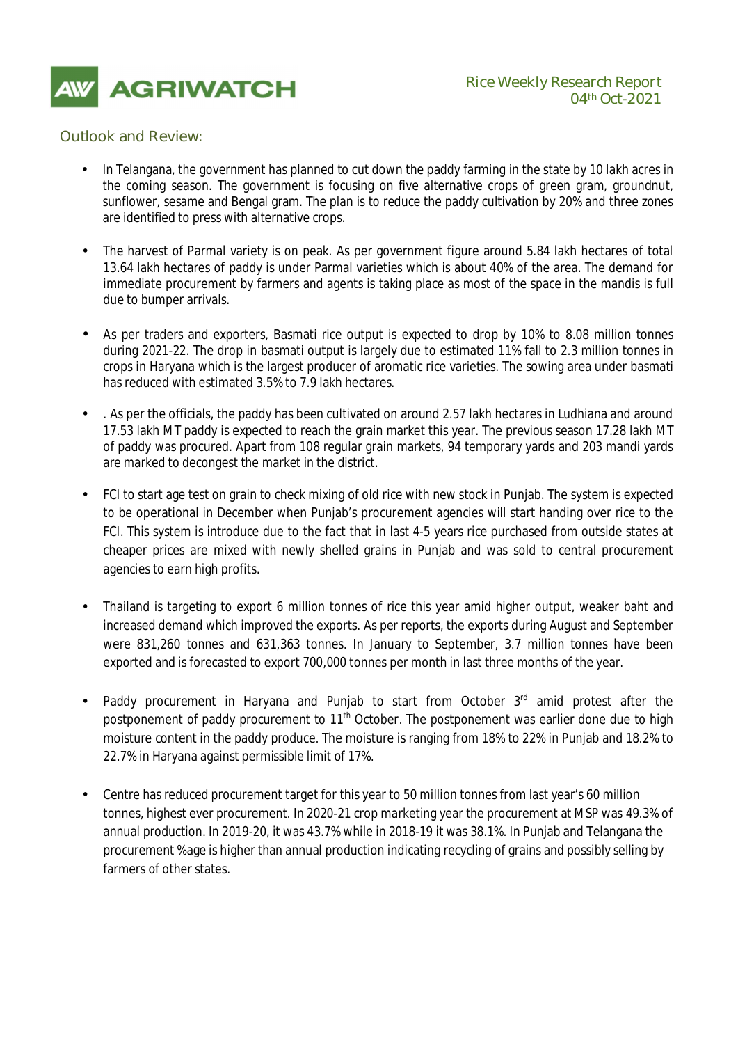## Outlook and Review:

- In Telangana, the government has planned to cut down the paddy farming in the state by 10 lakh acres in the coming season. The government is focusing on five alternative crops of green gram, groundnut, sunflower, sesame and Bengal gram. The plan is to reduce the paddy cultivation by 20% and three zones are identified to press with alternative crops.

- The harvest of Parmal variety is on peak. As per government figure around 5.84 lakh hectares of total 13.64 lakh hectares of paddy is under Parmal varieties which is about 40% of the area. The demand for immediate procurement by farmers and agents is taking place as most of the space in the mandis is full due to bumper arrivals.

- As per traders and exporters, Basmati rice output is expected to drop by 10% to 8.08 million tonnes during 2021-22. The drop in basmati output is largely due to estimated 11% fall to 2.3 million tonnes in crops in Haryana which is the largest producer of aromatic rice varieties. The sowing area under basmati has reduced with estimated 3.5% to 7.9 lakh hectares.

- . As per the officials, the paddy has been cultivated on around 2.57 lakh hectares in Ludhiana and around 17.53 lakh MT paddy is expected to reach the grain market this year. The previous season 17.28 lakh MT of paddy was procured. Apart from 108 regular grain markets, 94 temporary yards and 203 mandi yards are marked to decongest the market in the district.

- FCI to start age test on grain to check mixing of old rice with new stock in Punjab. The system is expected to be operational in December when Punjab's procurement agencies will start handing over rice to the FCI. This system is introduce due to the fact that in last 4-5 years rice purchased from outside states at cheaper prices are mixed with newly shelled grains in Punjab and was sold to central procurement agencies to earn high profits.

- Thailand is targeting to export 6 million tonnes of rice this year amid higher output, weaker baht and increased demand which improved the exports. As per reports, the exports during August and September were 831,260 tonnes and 631,363 tonnes. In January to September, 3.7 million tonnes have been exported and is forecasted to export 700,000 tonnes per month in last three months of the year.

- Paddy procurement in Haryana and Punjab to start from October 3rd amid protest after the postponement of paddy procurement to 11th October. The postponement was earlier done due to high moisture content in the paddy produce. The moisture is ranging from 18% to 22% in Punjab and 18.2% to 22.7% in Haryana against permissible limit of 17%.

- Centre has reduced procurement target for this year to 50 million tonnes from last year's 60 million tonnes, highest ever procurement. In 2020-21 crop marketing year the procurement at MSP was 49.3% of annual production. In 2019-20, it was 43.7% while in 2018-19 it was 38.1%. In Punjab and Telangana the procurement %age is higher than annual production indicating recycling of grains and possibly selling by farmers of other states.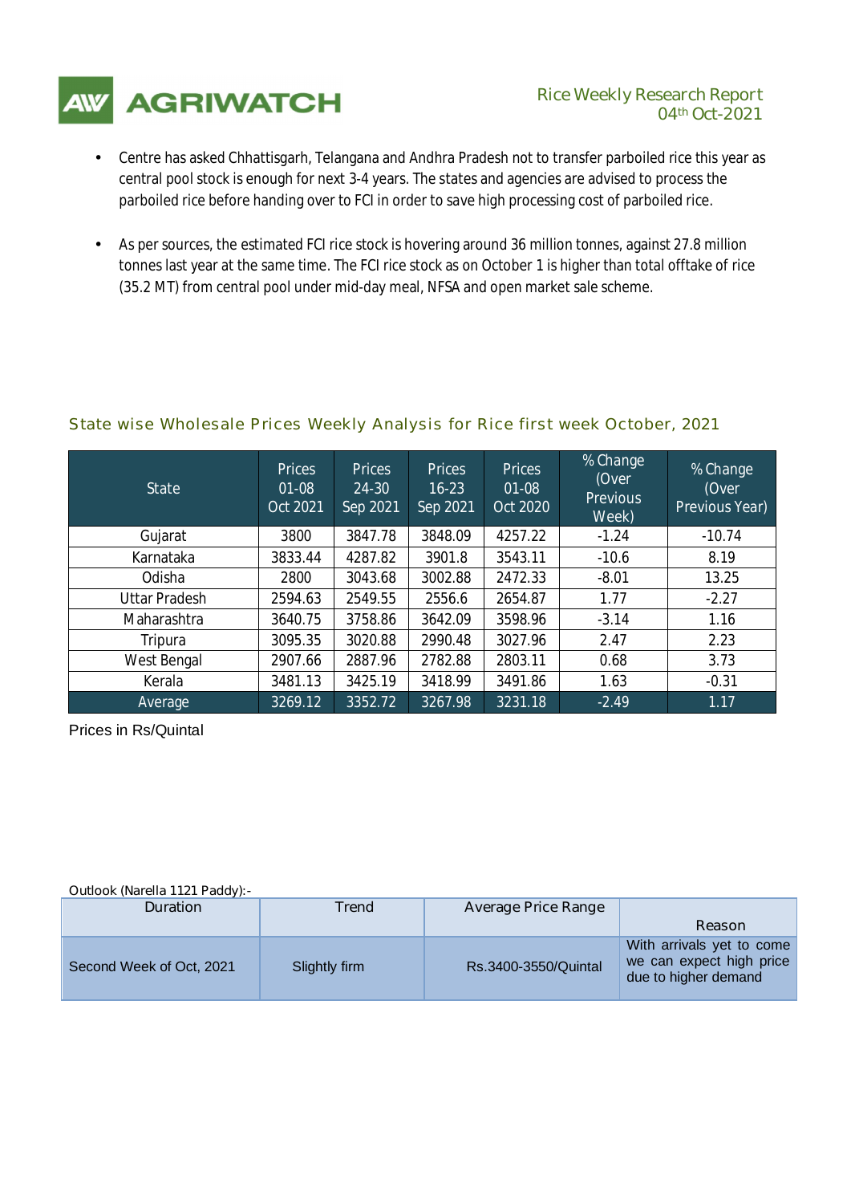- Centre has asked Chhattisgarh, Telangana and Andhra Pradesh not to transfer parboiled rice this year as central pool stock is enough for next 3-4 years. The states and agencies are advised to process the parboiled rice before handing over to FCI in order to save high processing cost of parboiled rice.

- As per sources, the estimated FCI rice stock is hovering around 36 million tonnes, against 27.8 million tonnes last year at the same time. The FCI rice stock as on October 1 is higher than total offtake of rice (35.2 MT) from central pool under mid-day meal, NFSA and open market sale scheme.

## State wise Wholesale Prices Weekly Analysis for Rice first week October, 2021

| State | Prices 01-08 Oct 2021 | Prices 24-30 Sep 2021 | Prices 16-23 Sep 2021 | Prices 01-08 Oct 2020 | % Change (Over Previous Week) | % Change (Over Previous Year) |
|---|---|---|---|---|---|---|
| Gujarat | 3800 | 3847.78 | 3848.09 | 4257.22 | -1.24 | -10.74 |
| Karnataka | 3833.44 | 4287.82 | 3901.8 | 3543.11 | -10.6 | 8.19 |
| Odisha | 2800 | 3043.68 | 3002.88 | 2472.33 | -8.01 | 13.25 |
| Uttar Pradesh | 2594.63 | 2549.55 | 2556.6 | 2654.87 | 1.77 | -2.27 |
| Maharashtra | 3640.75 | 3758.86 | 3642.09 | 3598.96 | -3.14 | 1.16 |
| Tripura | 3095.35 | 3020.88 | 2990.48 | 3027.96 | 2.47 | 2.23 |
| West Bengal | 2907.66 | 2887.96 | 2782.88 | 2803.11 | 0.68 | 3.73 |
| Kerala | 3481.13 | 3425.19 | 3418.99 | 3491.86 | 1.63 | -0.31 |
| Average | 3269.12 | 3352.72 | 3267.98 | 3231.18 | -2.49 | 1.17 |

Prices in Rs/Quintal

Outlook (Narella 1121 Paddy):-

| Duration | Trend | Average Price Range | Reason |
|---|---|---|---|
| Second Week of Oct, 2021 | Slightly firm | Rs.3400-3550/Quintal | With arrivals yet to come we can expect high price due to higher demand |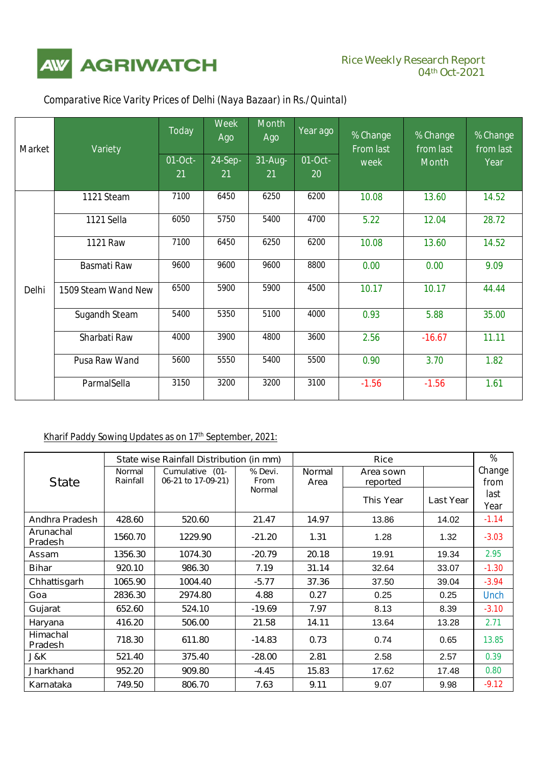AGRIWATCH

Rice Weekly Research Report
04th Oct-2021

Comparative Rice Varity Prices of Delhi (Naya Baazaar) in Rs./Quintal)

| Market | Variety | Today | Week Ago | Month Ago | Year ago | % Change From last week | % Change from last Month | % Change from last Year |
|---|---|---|---|---|---|---|---|---|
| | | 01-Oct-21 | 24-Sep-21 | 31-Aug-21 | 01-Oct-20 | | | |
| Delhi | 1121 Steam | 7100 | 6450 | 6250 | 6200 | 10.08 | 13.60 | 14.52 |
| | 1121 Sella | 6050 | 5750 | 5400 | 4700 | 5.22 | 12.04 | 28.72 |
| | 1121 Raw | 7100 | 6450 | 6250 | 6200 | 10.08 | 13.60 | 14.52 |
| | Basmati Raw | 9600 | 9600 | 9600 | 8800 | 0.00 | 0.00 | 9.09 |
| | 1509 Steam Wand New | 6500 | 5900 | 5900 | 4500 | 10.17 | 10.17 | 44.44 |
| | Sugandh Steam | 5400 | 5350 | 5100 | 4000 | 0.93 | 5.88 | 35.00 |
| | Sharbati Raw | 4000 | 3900 | 4800 | 3600 | 2.56 | -16.67 | 11.11 |
| | Pusa Raw Wand | 5600 | 5550 | 5400 | 5500 | 0.90 | 3.70 | 1.82 |
| | ParmalSella | 3150 | 3200 | 3200 | 3100 | -1.56 | -1.56 | 1.61 |

Kharif Paddy Sowing Updates as on 17th September, 2021:

| State | State wise Rainfall Distribution (in mm) | | | Rice | | | % Change from last Year |
|---|---|---|---|---|---|---|---|
| | Normal Rainfall | Cumulative (01-06-21 to 17-09-21) | % Devi. From Normal | Normal Area | Area sown reported | | |
| | | | | | This Year | Last Year | |
| Andhra Pradesh | 428.60 | 520.60 | 21.47 | 14.97 | 13.86 | 14.02 | -1.14 |
| Arunachal Pradesh | 1560.70 | 1229.90 | -21.20 | 1.31 | 1.28 | 1.32 | -3.03 |
| Assam | 1356.30 | 1074.30 | -20.79 | 20.18 | 19.91 | 19.34 | 2.95 |
| Bihar | 920.10 | 986.30 | 7.19 | 31.14 | 32.64 | 33.07 | -1.30 |
| Chhattisgarh | 1065.90 | 1004.40 | -5.77 | 37.36 | 37.50 | 39.04 | -3.94 |
| Goa | 2836.30 | 2974.80 | 4.88 | 0.27 | 0.25 | 0.25 | Unch |
| Gujarat | 652.60 | 524.10 | -19.69 | 7.97 | 8.13 | 8.39 | -3.10 |
| Haryana | 416.20 | 506.00 | 21.58 | 14.11 | 13.64 | 13.28 | 2.71 |
| Himachal Pradesh | 718.30 | 611.80 | -14.83 | 0.73 | 0.74 | 0.65 | 13.85 |
| J&K | 521.40 | 375.40 | -28.00 | 2.81 | 2.58 | 2.57 | 0.39 |
| Jharkhand | 952.20 | 909.80 | -4.45 | 15.83 | 17.62 | 17.48 | 0.80 |
| Karnataka | 749.50 | 806.70 | 7.63 | 9.11 | 9.07 | 9.98 | -9.12 |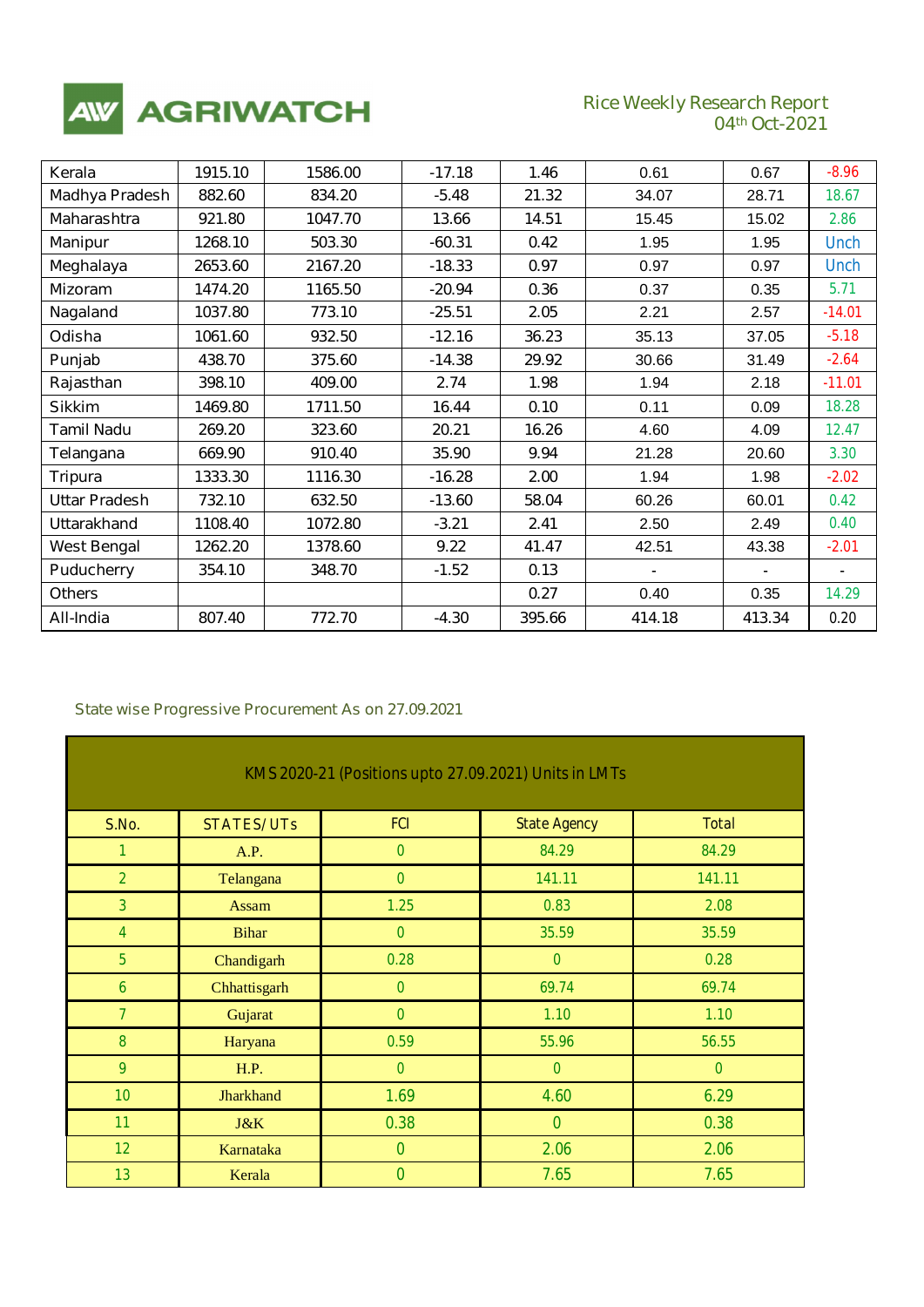| | | | | | | | |
|---|---|---|---|---|---|---|---|
| Kerala | 1915.10 | 1586.00 | -17.18 | 1.46 | 0.61 | 0.67 | -8.96 |
| Madhya Pradesh | 882.60 | 834.20 | -5.48 | 21.32 | 34.07 | 28.71 | 18.67 |
| Maharashtra | 921.80 | 1047.70 | 13.66 | 14.51 | 15.45 | 15.02 | 2.86 |
| Manipur | 1268.10 | 503.30 | -60.31 | 0.42 | 1.95 | 1.95 | Unch |
| Meghalaya | 2653.60 | 2167.20 | -18.33 | 0.97 | 0.97 | 0.97 | Unch |
| Mizoram | 1474.20 | 1165.50 | -20.94 | 0.36 | 0.37 | 0.35 | 5.71 |
| Nagaland | 1037.80 | 773.10 | -25.51 | 2.05 | 2.21 | 2.57 | -14.01 |
| Odisha | 1061.60 | 932.50 | -12.16 | 36.23 | 35.13 | 37.05 | -5.18 |
| Punjab | 438.70 | 375.60 | -14.38 | 29.92 | 30.66 | 31.49 | -2.64 |
| Rajasthan | 398.10 | 409.00 | 2.74 | 1.98 | 1.94 | 2.18 | -11.01 |
| Sikkim | 1469.80 | 1711.50 | 16.44 | 0.10 | 0.11 | 0.09 | 18.28 |
| Tamil Nadu | 269.20 | 323.60 | 20.21 | 16.26 | 4.60 | 4.09 | 12.47 |
| Telangana | 669.90 | 910.40 | 35.90 | 9.94 | 21.28 | 20.60 | 3.30 |
| Tripura | 1333.30 | 1116.30 | -16.28 | 2.00 | 1.94 | 1.98 | -2.02 |
| Uttar Pradesh | 732.10 | 632.50 | -13.60 | 58.04 | 60.26 | 60.01 | 0.42 |
| Uttarakhand | 1108.40 | 1072.80 | -3.21 | 2.41 | 2.50 | 2.49 | 0.40 |
| West Bengal | 1262.20 | 1378.60 | 9.22 | 41.47 | 42.51 | 43.38 | -2.01 |
| Puducherry | 354.10 | 348.70 | -1.52 | 0.13 | - | - | - |
| Others | | | | 0.27 | 0.40 | 0.35 | 14.29 |
| All-India | 807.40 | 772.70 | -4.30 | 395.66 | 414.18 | 413.34 | 0.20 |

State wise Progressive Procurement As on 27.09.2021

| KMS 2020-21 (Positions upto 27.09.2021) Units in LMTs | | | | |
|---|---|---|---|---|
| S.No. | STATES/UTs | FCI | State Agency | Total |
| 1 | A.P. | 0 | 84.29 | 84.29 |
| 2 | Telangana | 0 | 141.11 | 141.11 |
| 3 | Assam | 1.25 | 0.83 | 2.08 |
| 4 | Bihar | 0 | 35.59 | 35.59 |
| 5 | Chandigarh | 0.28 | 0 | 0.28 |
| 6 | Chhattisgarh | 0 | 69.74 | 69.74 |
| 7 | Gujarat | 0 | 1.10 | 1.10 |
| 8 | Haryana | 0.59 | 55.96 | 56.55 |
| 9 | H.P. | 0 | 0 | 0 |
| 10 | Jharkhand | 1.69 | 4.60 | 6.29 |
| 11 | J&K | 0.38 | 0 | 0.38 |
| 12 | Karnataka | 0 | 2.06 | 2.06 |
| 13 | Kerala | 0 | 7.65 | 7.65 |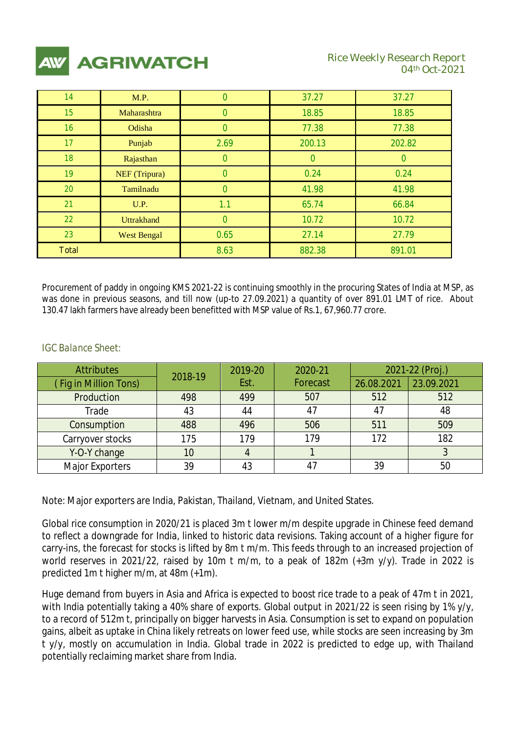| 14 | M.P. | 0 | 37.27 | 37.27 |
|---|---|---|---|---|
| 15 | Maharashtra | 0 | 18.85 | 18.85 |
| 16 | Odisha | 0 | 77.38 | 77.38 |
| 17 | Punjab | 2.69 | 200.13 | 202.82 |
| 18 | Rajasthan | 0 | 0 | 0 |
| 19 | NEF (Tripura) | 0 | 0.24 | 0.24 |
| 20 | Tamilnadu | 0 | 41.98 | 41.98 |
| 21 | U.P. | 1.1 | 65.74 | 66.84 |
| 22 | Uttrakhand | 0 | 10.72 | 10.72 |
| 23 | West Bengal | 0.65 | 27.14 | 27.79 |
| Total | | 8.63 | 882.38 | 891.01 |

Procurement of paddy in ongoing KMS 2021-22 is continuing smoothly in the procuring States of India at MSP, as was done in previous seasons, and till now (up-to 27.09.2021) a quantity of over 891.01 LMT of rice. About 130.47 lakh farmers have already been benefitted with MSP value of Rs.1, 67,960.77 crore.

*IGC Balance Sheet:*

| Attributes | 2018-19 | 2019-20 Est. | 2020-21 Forecast | 2021-22 (Proj.) | |
|---|---|---|---|---|---|
| ( Fig in Million Tons) | | | | 26.08.2021 | 23.09.2021 |
| Production | 498 | 499 | 507 | 512 | 512 |
| Trade | 43 | 44 | 47 | 47 | 48 |
| Consumption | 488 | 496 | 506 | 511 | 509 |
| Carryover stocks | 175 | 179 | 179 | 172 | 182 |
| Y-O-Y change | 10 | 4 | 1 | | 3 |
| Major Exporters | 39 | 43 | 47 | 39 | 50 |

Note: Major exporters are India, Pakistan, Thailand, Vietnam, and United States.

Global rice consumption in 2020/21 is placed 3m t lower m/m despite upgrade in Chinese feed demand to reflect a downgrade for India, linked to historic data revisions. Taking account of a higher figure for carry-ins, the forecast for stocks is lifted by 8m t m/m. This feeds through to an increased projection of world reserves in 2021/22, raised by 10m t m/m, to a peak of 182m (+3m y/y). Trade in 2022 is predicted 1m t higher m/m, at 48m (+1m).

Huge demand from buyers in Asia and Africa is expected to boost rice trade to a peak of 47m t in 2021, with India potentially taking a 40% share of exports. Global output in 2021/22 is seen rising by 1% y/y, to a record of 512m t, principally on bigger harvests in Asia. Consumption is set to expand on population gains, albeit as uptake in China likely retreats on lower feed use, while stocks are seen increasing by 3m t y/y, mostly on accumulation in India. Global trade in 2022 is predicted to edge up, with Thailand potentially reclaiming market share from India.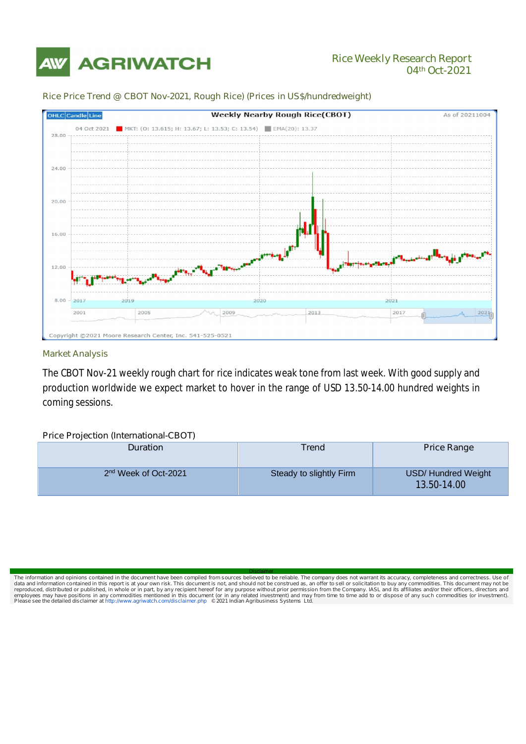Rice Weekly Research Report
04th Oct-2021

## Rice Price Trend @ CBOT Nov-2021, Rough Rice) (Prices in US$/hundredweight)

OHLC Candle Line

Weekly Nearby Rough Rice(CBOT)

As of 20211004

04 Oct 2021 MKT: (O: 13.615; H: 13.67; L: 13.53; C: 13.54) EMA(20): 13.37

28.00
24.00
20.00
16.00
12.00
8.00

2017 2019 2020 2021

2001 2005 2009 2013 2017 2021

Copyright ©2021 Moore Research Center, Inc. 541-525-0521

## Market Analysis

The CBOT Nov-21 weekly rough chart for rice indicates weak tone from last week. With good supply and production worldwide we expect market to hover in the range of USD 13.50-14.00 hundred weights in coming sessions.

### Price Projection (International-CBOT)

| Duration | Trend | Price Range |
|---|---|---|
| 2nd Week of Oct-2021 | Steady to slightly Firm | USD/ Hundred Weight 13.50-14.00 |

Disclaimer
The information and opinions contained in the document have been compiled from sources believed to be reliable. The company does not warrant its accuracy, completeness and correctness. Use of data and information contained in this report is at your own risk. This document is not, and should not be construed as, an offer to sell or solicitation to buy any commodities. This document may not be reproduced, distributed or published, in whole or in part, by any recipient hereof for any purpose without prior permission from the Company. IASL and its affiliates and/or their officers, directors and employees may have positions in any commodities mentioned in this document (or in any related investment) and may from time to time add to or dispose of any such commodities (or investment). Please see the detailed disclaimer at http://www.agriwatch.com/disclaimer.php © 2021 Indian Agribusiness Systems Ltd.